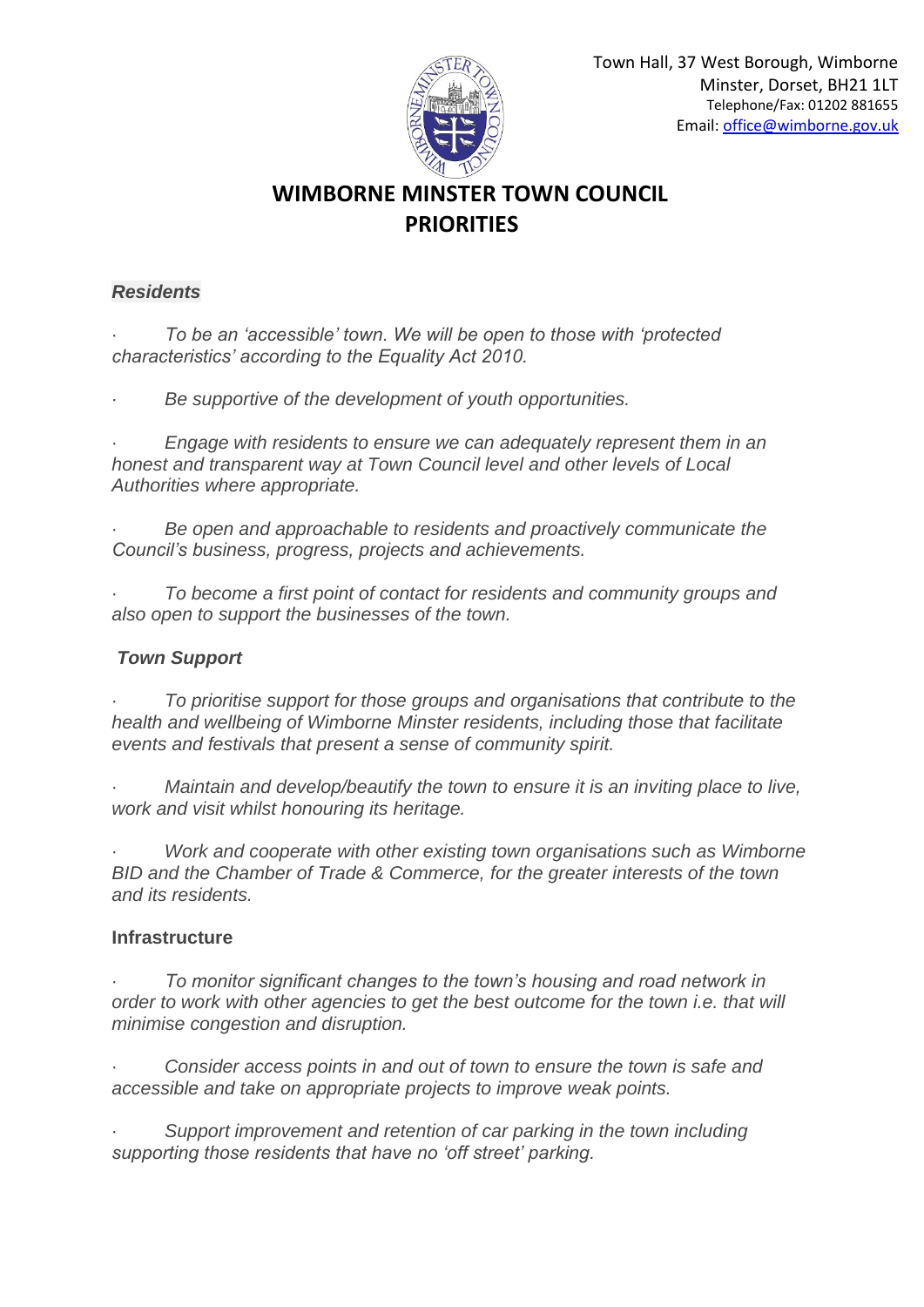Town Hall, 37 West Borough, Wimborne Minster, Dorset, BH21 1LT
Telephone/Fax: 01202 881655
Email: office@wimborne.gov.uk

# WIMBORNE MINSTER TOWN COUNCIL PRIORITIES

### *Residents*

- *To be an 'accessible' town. We will be open to those with 'protected characteristics' according to the Equality Act 2010.*
- *Be supportive of the development of youth opportunities.*
- *Engage with residents to ensure we can adequately represent them in an honest and transparent way at Town Council level and other levels of Local Authorities where appropriate.*
- *Be open and approachable to residents and proactively communicate the Council's business, progress, projects and achievements.*
- *To become a first point of contact for residents and community groups and also open to support the businesses of the town.*

### *Town Support*

- *To prioritise support for those groups and organisations that contribute to the health and wellbeing of Wimborne Minster residents, including those that facilitate events and festivals that present a sense of community spirit.*
- *Maintain and develop/beautify the town to ensure it is an inviting place to live, work and visit whilst honouring its heritage.*
- *Work and cooperate with other existing town organisations such as Wimborne BID and the Chamber of Trade & Commerce, for the greater interests of the town and its residents.*

### Infrastructure

- *To monitor significant changes to the town's housing and road network in order to work with other agencies to get the best outcome for the town i.e. that will minimise congestion and disruption.*
- *Consider access points in and out of town to ensure the town is safe and accessible and take on appropriate projects to improve weak points.*
- *Support improvement and retention of car parking in the town including supporting those residents that have no 'off street' parking.*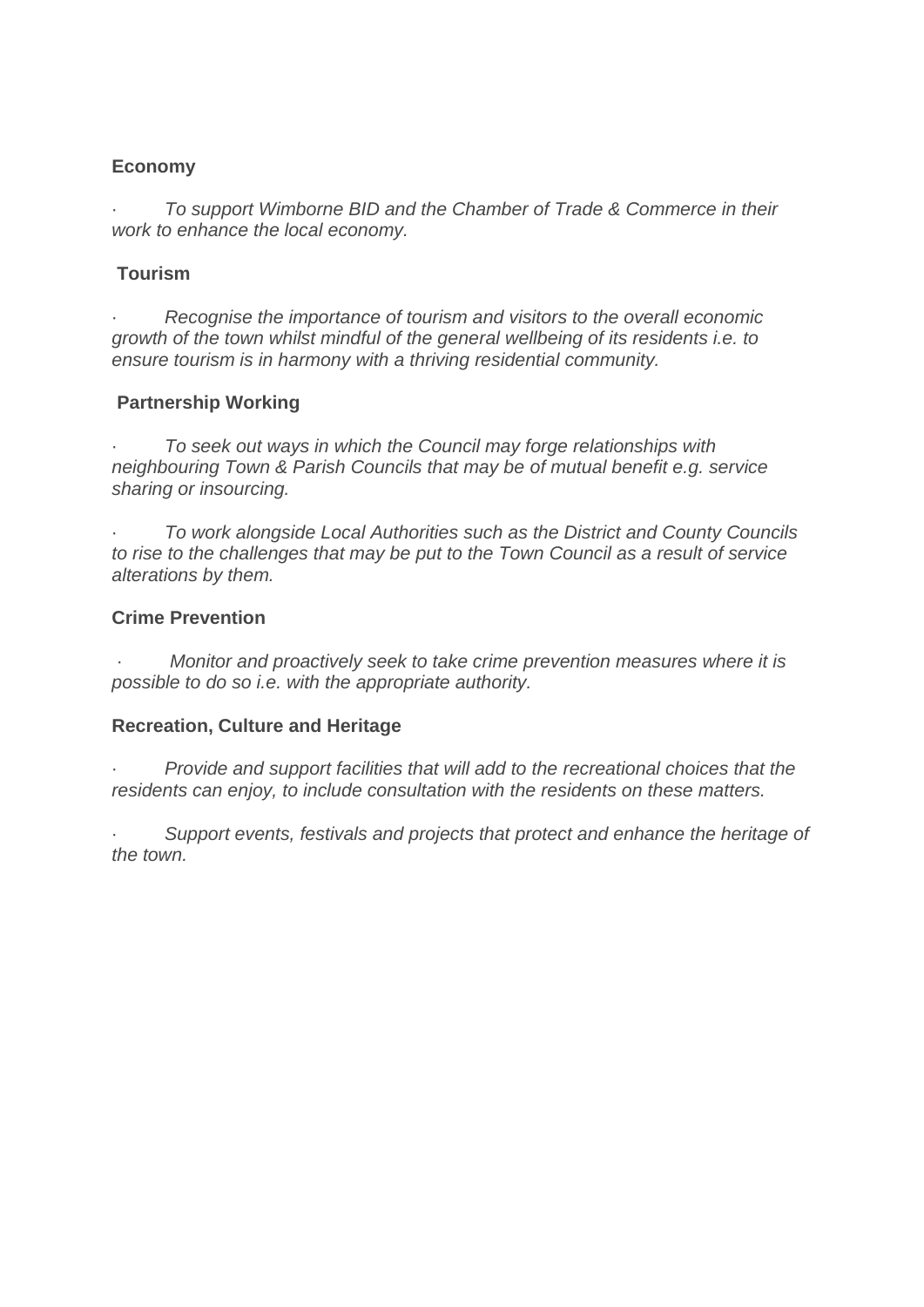**Economy**

- *To support Wimborne BID and the Chamber of Trade & Commerce in their work to enhance the local economy.*

**Tourism**

- *Recognise the importance of tourism and visitors to the overall economic growth of the town whilst mindful of the general wellbeing of its residents i.e. to ensure tourism is in harmony with a thriving residential community.*

**Partnership Working**

- *To seek out ways in which the Council may forge relationships with neighbouring Town & Parish Councils that may be of mutual benefit e.g. service sharing or insourcing.*

- *To work alongside Local Authorities such as the District and County Councils to rise to the challenges that may be put to the Town Council as a result of service alterations by them.*

**Crime Prevention**

- *Monitor and proactively seek to take crime prevention measures where it is possible to do so i.e. with the appropriate authority.*

**Recreation, Culture and Heritage**

- *Provide and support facilities that will add to the recreational choices that the residents can enjoy, to include consultation with the residents on these matters.*

- *Support events, festivals and projects that protect and enhance the heritage of the town.*